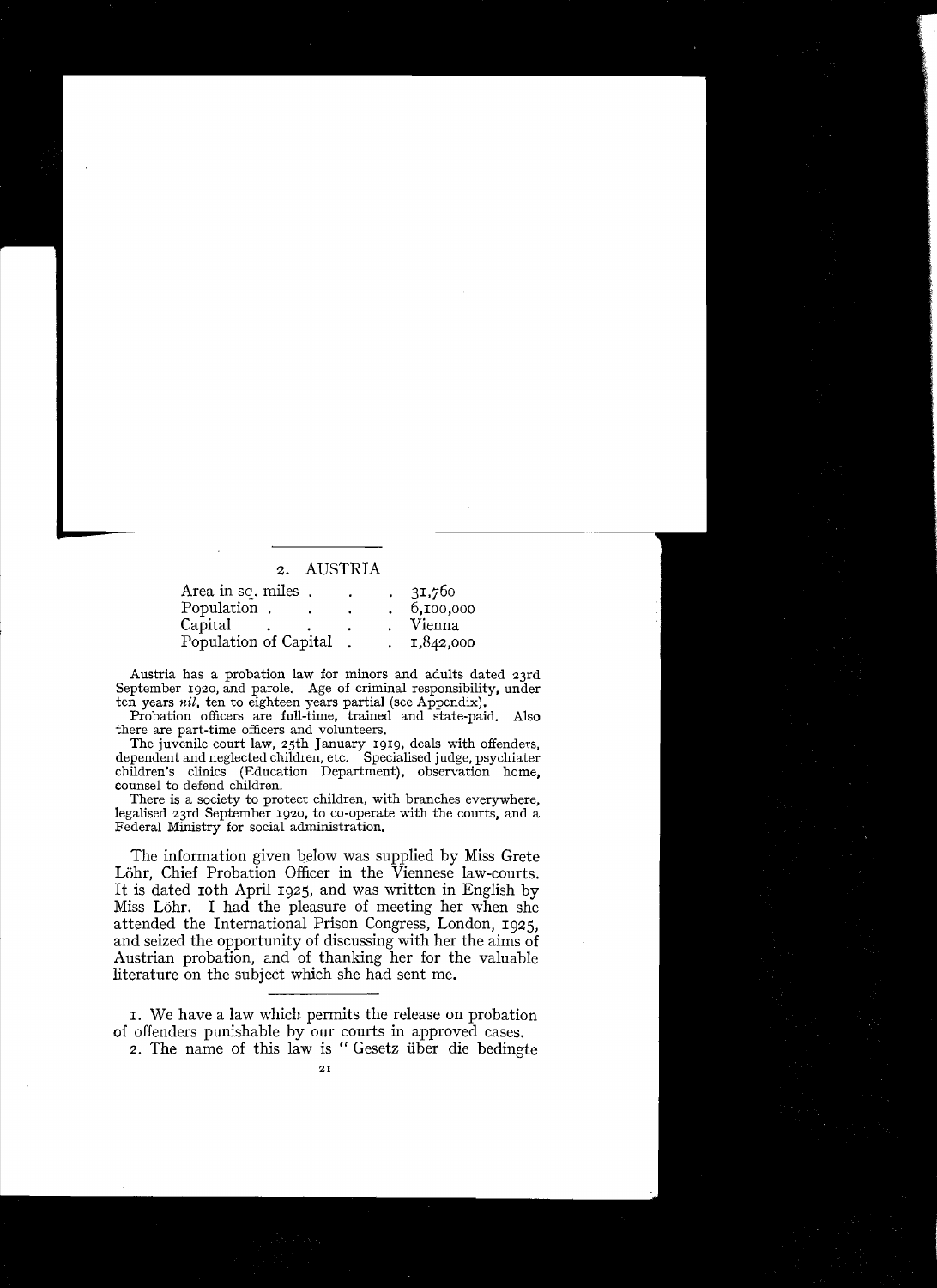## 2. AUSTRIA

| | |
|---|---|
| Area in sq. miles | 31,760 |
| Population | 6,100,000 |
| Capital | Vienna |
| Population of Capital | 1,842,000 |

Austria has a probation law for minors and adults dated 23rd September 1920, and parole. Age of criminal responsibility, under ten years *nil*, ten to eighteen years partial (see Appendix).

Probation officers are full-time, trained and state-paid. Also there are part-time officers and volunteers.

The juvenile court law, 25th January 1919, deals with offenders, dependent and neglected children, etc. Specialised judge, psychiater children's clinics (Education Department), observation home, counsel to defend children.

There is a society to protect children, with branches everywhere, legalised 23rd September 1920, to co-operate with the courts, and a Federal Ministry for social administration.

The information given below was supplied by Miss Grete Löhr, Chief Probation Officer in the Viennese law-courts. It is dated 10th April 1925, and was written in English by Miss Löhr. I had the pleasure of meeting her when she attended the International Prison Congress, London, 1925, and seized the opportunity of discussing with her the aims of Austrian probation, and of thanking her for the valuable literature on the subject which she had sent me.

1. We have a law which permits the release on probation of offenders punishable by our courts in approved cases.

2. The name of this law is "Gesetz über die bedingte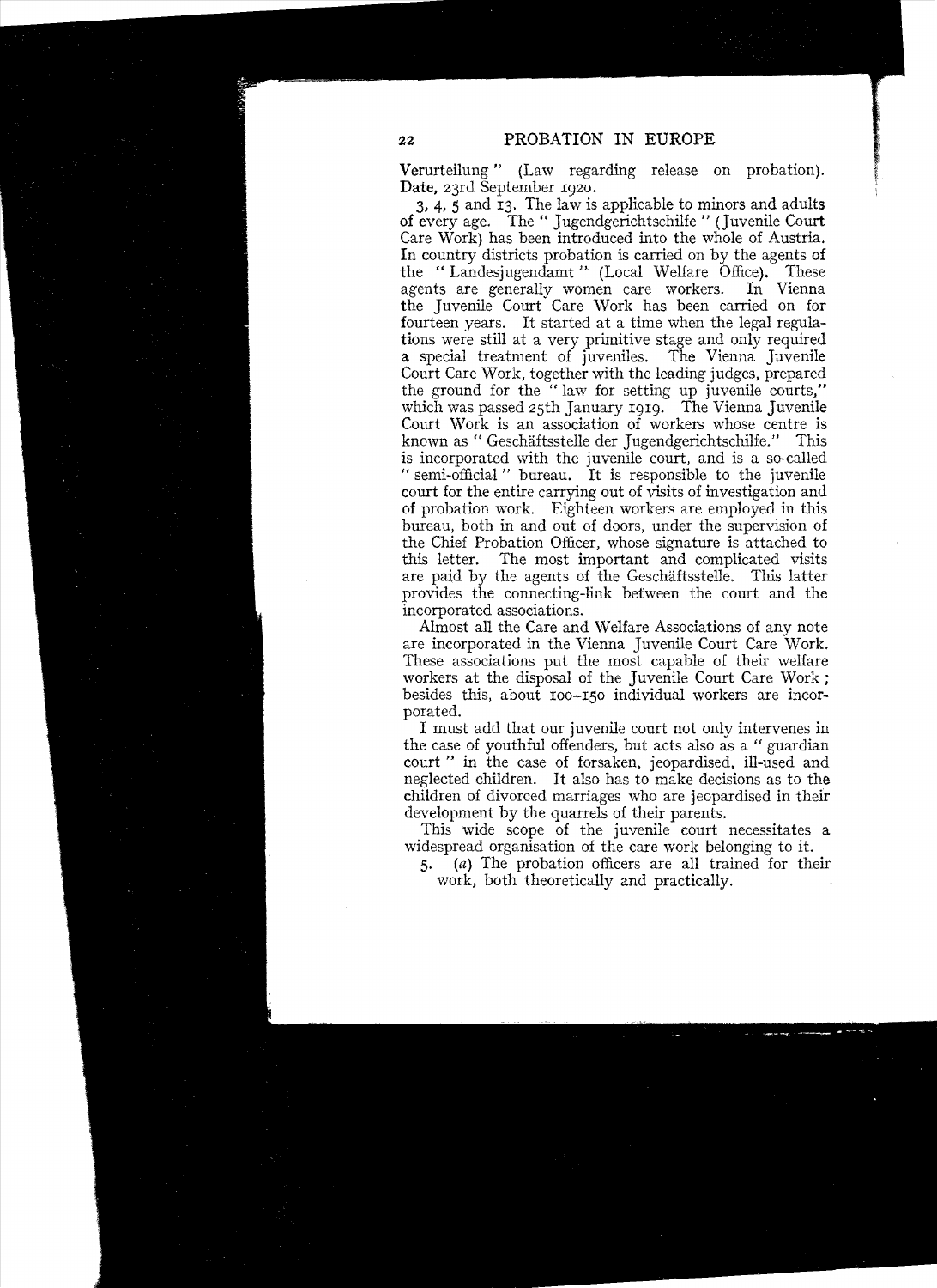Verurteilung" (Law regarding release on probation). Date, 23rd September 1920.

3, 4, 5 and 13. The law is applicable to minors and adults of every age. The " Jugendgerichtschilfe " (Juvenile Court Care Work) has been introduced into the whole of Austria. In country districts probation is carried on by the agents of the " Landesjugendamt " (Local Welfare Office). These agents are generally women care workers. In Vienna the Juvenile Court Care Work has been carried on for fourteen years. It started at a time when the legal regulations were still at a very primitive stage and only required a special treatment of juveniles. The Vienna Juvenile Court Care Work, together with the leading judges, prepared the ground for the " law for setting up juvenile courts," which was passed 25th January 1919. The Vienna Juvenile Court Work is an association of workers whose centre is known as " Geschäftsstelle der Jugendgerichtschilfe." This is incorporated with the juvenile court, and is a so-called " semi-official " bureau. It is responsible to the juvenile court for the entire carrying out of visits of investigation and of probation work. Eighteen workers are employed in this bureau, both in and out of doors, under the supervision of the Chief Probation Officer, whose signature is attached to this letter. The most important and complicated visits are paid by the agents of the Geschäftsstelle. This latter provides the connecting-link between the court and the incorporated associations.

Almost all the Care and Welfare Associations of any note are incorporated in the Vienna Juvenile Court Care Work. These associations put the most capable of their welfare workers at the disposal of the Juvenile Court Care Work; besides this, about 100–150 individual workers are incorporated.

I must add that our juvenile court not only intervenes in the case of youthful offenders, but acts also as a " guardian court " in the case of forsaken, jeopardised, ill-used and neglected children. It also has to make decisions as to the children of divorced marriages who are jeopardised in their development by the quarrels of their parents.

This wide scope of the juvenile court necessitates a widespread organisation of the care work belonging to it.

5. (*a*) The probation officers are all trained for their work, both theoretically and practically.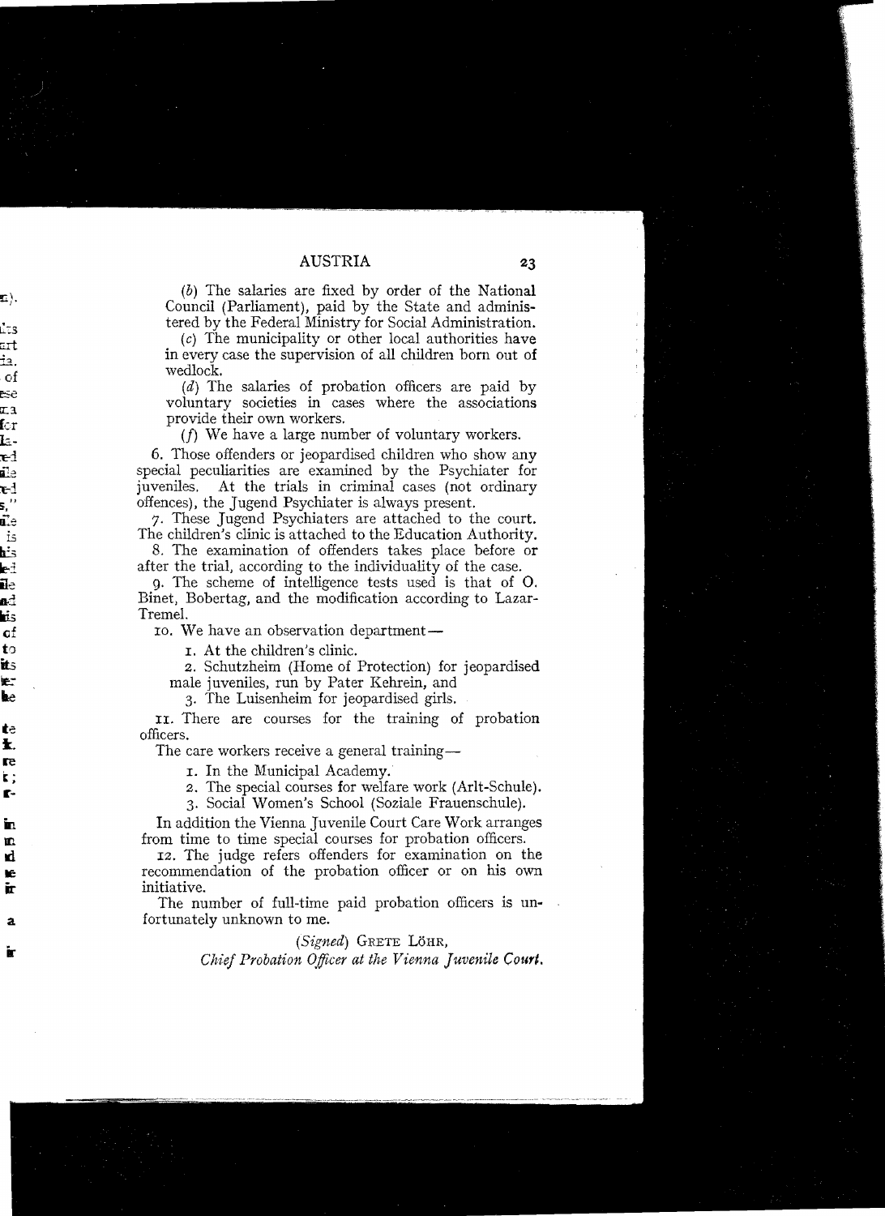(*b*) The salaries are fixed by order of the National Council (Parliament), paid by the State and administered by the Federal Ministry for Social Administration.

(*c*) The municipality or other local authorities have in every case the supervision of all children born out of wedlock.

(*d*) The salaries of probation officers are paid by voluntary societies in cases where the associations provide their own workers.

(*f*) We have a large number of voluntary workers.

6. Those offenders or jeopardised children who show any special peculiarities are examined by the Psychiater for juveniles. At the trials in criminal cases (not ordinary offences), the Jugend Psychiater is always present.

7. These Jugend Psychiaters are attached to the court. The children's clinic is attached to the Education Authority.

8. The examination of offenders takes place before or after the trial, according to the individuality of the case.

9. The scheme of intelligence tests used is that of O. Binet, Bobertag, and the modification according to Lazar-Tremel.

10. We have an observation department—

1. At the children's clinic.
2. Schutzheim (Home of Protection) for jeopardised male juveniles, run by Pater Kehrein, and
3. The Luisenheim for jeopardised girls.

11. There are courses for the training of probation officers.

The care workers receive a general training—

1. In the Municipal Academy.
2. The special courses for welfare work (Arlt-Schule).
3. Social Women's School (Soziale Frauenschule).

In addition the Vienna Juvenile Court Care Work arranges from time to time special courses for probation officers.

12. The judge refers offenders for examination on the recommendation of the probation officer or on his own initiative.

The number of full-time paid probation officers is unfortunately unknown to me.

(*Signed*) GRETE LÖHR,
*Chief Probation Officer at the Vienna Juvenile Court.*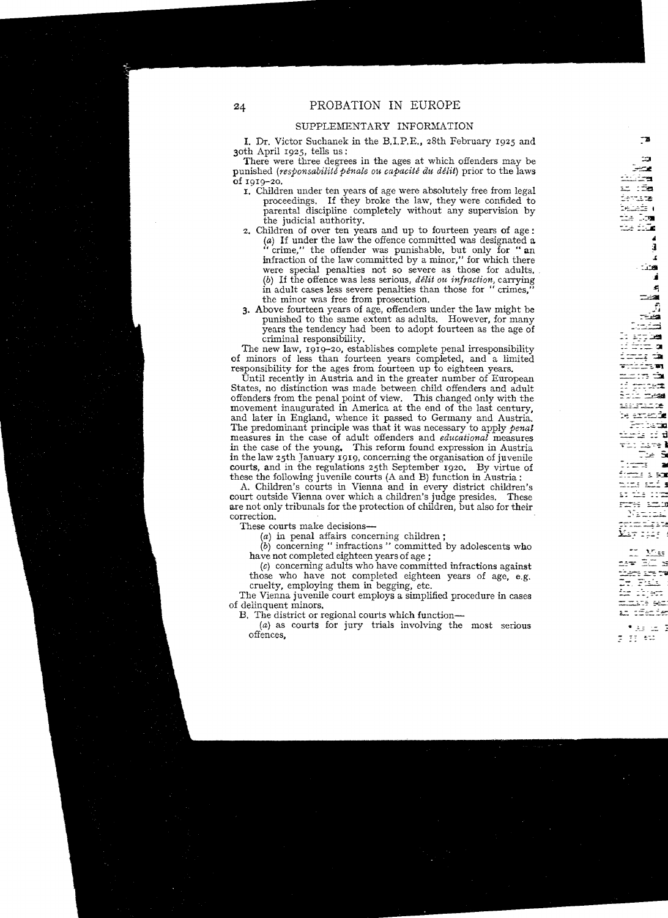## SUPPLEMENTARY INFORMATION

I. Dr. Victor Suchanek in the B.I.P.E., 28th February 1925 and 30th April 1925, tells us:

There were three degrees in the ages at which offenders may be punished (*responsabilité pénale ou capacité du délit*) prior to the laws of 1919–20.

1. Children under ten years of age were absolutely free from legal proceedings. If they broke the law, they were confided to parental discipline completely without any supervision by the judicial authority.
2. Children of over ten years and up to fourteen years of age: (*a*) If under the law the offence committed was designated a "crime," the offender was punishable, but only for "an infraction of the law committed by a minor," for which there were special penalties not so severe as those for adults. (*b*) If the offence was less serious, *délit ou infraction*, carrying in adult cases less severe penalties than those for "crimes," the minor was free from prosecution.
3. Above fourteen years of age, offenders under the law might be punished to the same extent as adults. However, for many years the tendency had been to adopt fourteen as the age of criminal responsibility.

The new law, 1919–20, establishes complete penal irresponsibility of minors of less than fourteen years completed, and a limited responsibility for the ages from fourteen up to eighteen years.

Until recently in Austria and in the greater number of European States, no distinction was made between child offenders and adult offenders from the penal point of view. This changed only with the movement inaugurated in America at the end of the last century, and later in England, whence it passed to Germany and Austria. The predominant principle was that it was necessary to apply *penal* measures in the case of adult offenders and *educational* measures in the case of the young. This reform found expression in Austria in the law 25th January 1919, concerning the organisation of juvenile courts, and in the regulations 25th September 1920. By virtue of these the following juvenile courts (A and B) function in Austria:

A. Children's courts in Vienna and in every district children's court outside Vienna over which a children's judge presides. These are not only tribunals for the protection of children, but also for their correction.

These courts make decisions—

(*a*) in penal affairs concerning children;

(*b*) concerning "infractions" committed by adolescents who have not completed eighteen years of age;

(*c*) concerning adults who have committed infractions against those who have not completed eighteen years of age, e.g. cruelty, employing them in begging, etc.

The Vienna juvenile court employs a simplified procedure in cases of delinquent minors.

B. The district or regional courts which function—

(*a*) as courts for jury trials involving the most serious offences,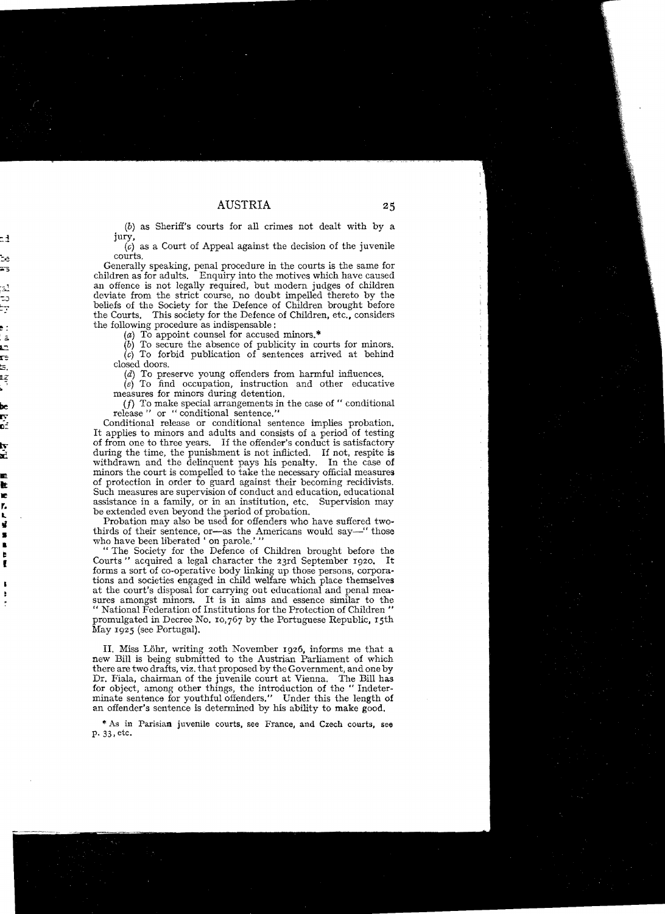(*b*) as Sheriff's courts for all crimes not dealt with by a jury,

(*c*) as a Court of Appeal against the decision of the juvenile courts.

Generally speaking, penal procedure in the courts is the same for children as for adults. Enquiry into the motives which have caused an offence is not legally required, but modern judges of children deviate from the strict course, no doubt impelled thereto by the beliefs of the Society for the Defence of Children brought before the Courts. This society for the Defence of Children, etc., considers the following procedure as indispensable:

(*a*) To appoint counsel for accused minors.*

(*b*) To secure the absence of publicity in courts for minors.

(*c*) To forbid publication of sentences arrived at behind closed doors.

(*d*) To preserve young offenders from harmful influences.

(*e*) To find occupation, instruction and other educative measures for minors during detention.

(*f*) To make special arrangements in the case of "conditional release" or "conditional sentence."

Conditional release or conditional sentence implies probation. It applies to minors and adults and consists of a period of testing of from one to three years. If the offender's conduct is satisfactory during the time, the punishment is not inflicted. If not, respite is withdrawn and the delinquent pays his penalty. In the case of minors the court is compelled to take the necessary official measures of protection in order to guard against their becoming recidivists. Such measures are supervision of conduct and education, educational assistance in a family, or in an institution, etc. Supervision may be extended even beyond the period of probation.

Probation may also be used for offenders who have suffered two-thirds of their sentence, or—as the Americans would say—"those who have been liberated 'on parole.'"

"The Society for the Defence of Children brought before the Courts" acquired a legal character the 23rd September 1920. It forms a sort of co-operative body linking up those persons, corporations and societies engaged in child welfare which place themselves at the court's disposal for carrying out educational and penal measures amongst minors. It is in aims and essence similar to the "National Federation of Institutions for the Protection of Children" promulgated in Decree No. 10,767 by the Portuguese Republic, 15th May 1925 (see Portugal).

II. Miss Löhr, writing 20th November 1926, informs me that a new Bill is being submitted to the Austrian Parliament of which there are two drafts, viz. that proposed by the Government, and one by Dr. Fiala, chairman of the juvenile court at Vienna. The Bill has for object, among other things, the introduction of the "Indeterminate sentence for youthful offenders." Under this the length of an offender's sentence is determined by his ability to make good.

* As in Parisian juvenile courts, see France, and Czech courts, see p. 33, etc.